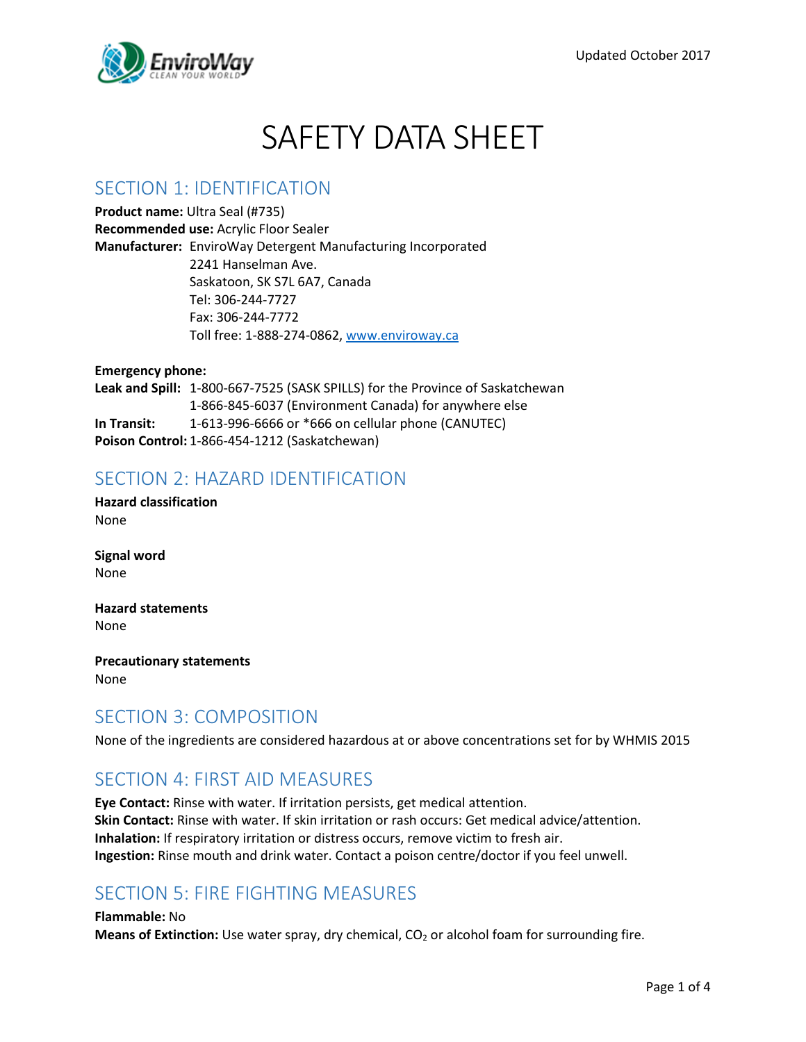# SAFETY DATA SHEET

## SECTION 1: IDENTIFICATION

**Product name:** Ultra Seal (#735)
**Recommended use:** Acrylic Floor Sealer
**Manufacturer:** EnviroWay Detergent Manufacturing Incorporated
2241 Hanselman Ave.
Saskatoon, SK S7L 6A7, Canada
Tel: 306-244-7727
Fax: 306-244-7772
Toll free: 1-888-274-0862, www.enviroway.ca

**Emergency phone:**
**Leak and Spill:** 1-800-667-7525 (SASK SPILLS) for the Province of Saskatchewan
1-866-845-6037 (Environment Canada) for anywhere else
**In Transit:** 1-613-996-6666 or *666 on cellular phone (CANUTEC)
**Poison Control:** 1-866-454-1212 (Saskatchewan)

## SECTION 2: HAZARD IDENTIFICATION

**Hazard classification**
None

**Signal word**
None

**Hazard statements**
None

**Precautionary statements**
None

## SECTION 3: COMPOSITION

None of the ingredients are considered hazardous at or above concentrations set for by WHMIS 2015

## SECTION 4: FIRST AID MEASURES

**Eye Contact:** Rinse with water. If irritation persists, get medical attention.
**Skin Contact:** Rinse with water. If skin irritation or rash occurs: Get medical advice/attention.
**Inhalation:** If respiratory irritation or distress occurs, remove victim to fresh air.
**Ingestion:** Rinse mouth and drink water. Contact a poison centre/doctor if you feel unwell.

## SECTION 5: FIRE FIGHTING MEASURES

**Flammable:** No
**Means of Extinction:** Use water spray, dry chemical, $CO_2$ or alcohol foam for surrounding fire.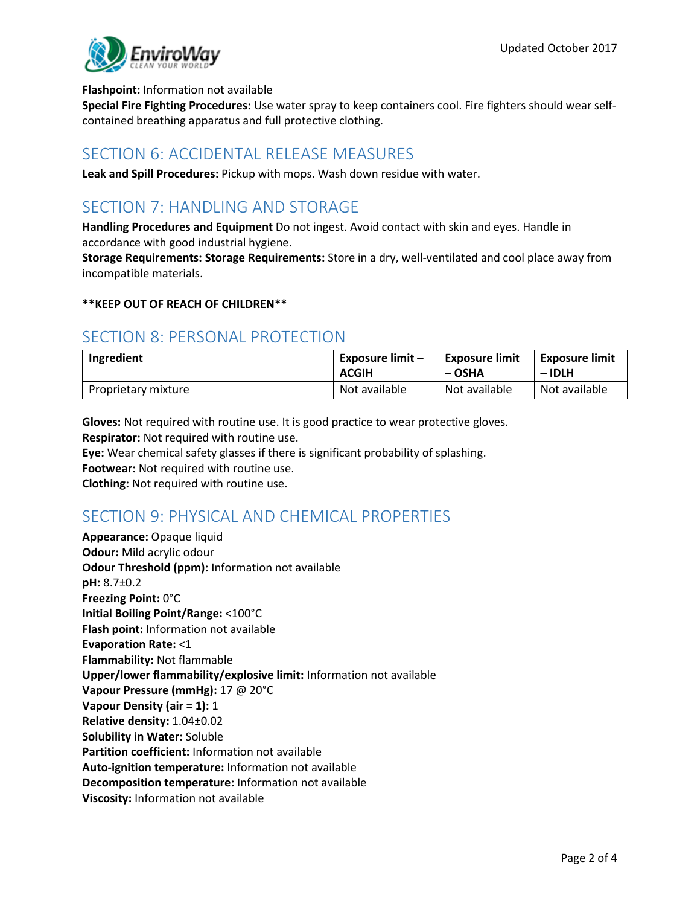**Flashpoint:** Information not available

**Special Fire Fighting Procedures:** Use water spray to keep containers cool. Fire fighters should wear self-contained breathing apparatus and full protective clothing.

## SECTION 6: ACCIDENTAL RELEASE MEASURES

**Leak and Spill Procedures:** Pickup with mops. Wash down residue with water.

## SECTION 7: HANDLING AND STORAGE

**Handling Procedures and Equipment** Do not ingest. Avoid contact with skin and eyes. Handle in accordance with good industrial hygiene.

**Storage Requirements: Storage Requirements:** Store in a dry, well-ventilated and cool place away from incompatible materials.

****KEEP OUT OF REACH OF CHILDREN****

## SECTION 8: PERSONAL PROTECTION

| Ingredient | Exposure limit – ACGIH | Exposure limit – OSHA | Exposure limit – IDLH |
|---|---|---|---|
| Proprietary mixture | Not available | Not available | Not available |

**Gloves:** Not required with routine use. It is good practice to wear protective gloves.

**Respirator:** Not required with routine use.

**Eye:** Wear chemical safety glasses if there is significant probability of splashing.

**Footwear:** Not required with routine use.

**Clothing:** Not required with routine use.

## SECTION 9: PHYSICAL AND CHEMICAL PROPERTIES

**Appearance:** Opaque liquid

**Odour:** Mild acrylic odour

**Odour Threshold (ppm):** Information not available

**pH:** 8.7±0.2

**Freezing Point:** 0°C

**Initial Boiling Point/Range:** <100°C

**Flash point:** Information not available

**Evaporation Rate:** <1

**Flammability:** Not flammable

**Upper/lower flammability/explosive limit:** Information not available

**Vapour Pressure (mmHg):** 17 @ 20°C

**Vapour Density (air = 1):** 1

**Relative density:** 1.04±0.02

**Solubility in Water:** Soluble

**Partition coefficient:** Information not available

**Auto-ignition temperature:** Information not available

**Decomposition temperature:** Information not available

**Viscosity:** Information not available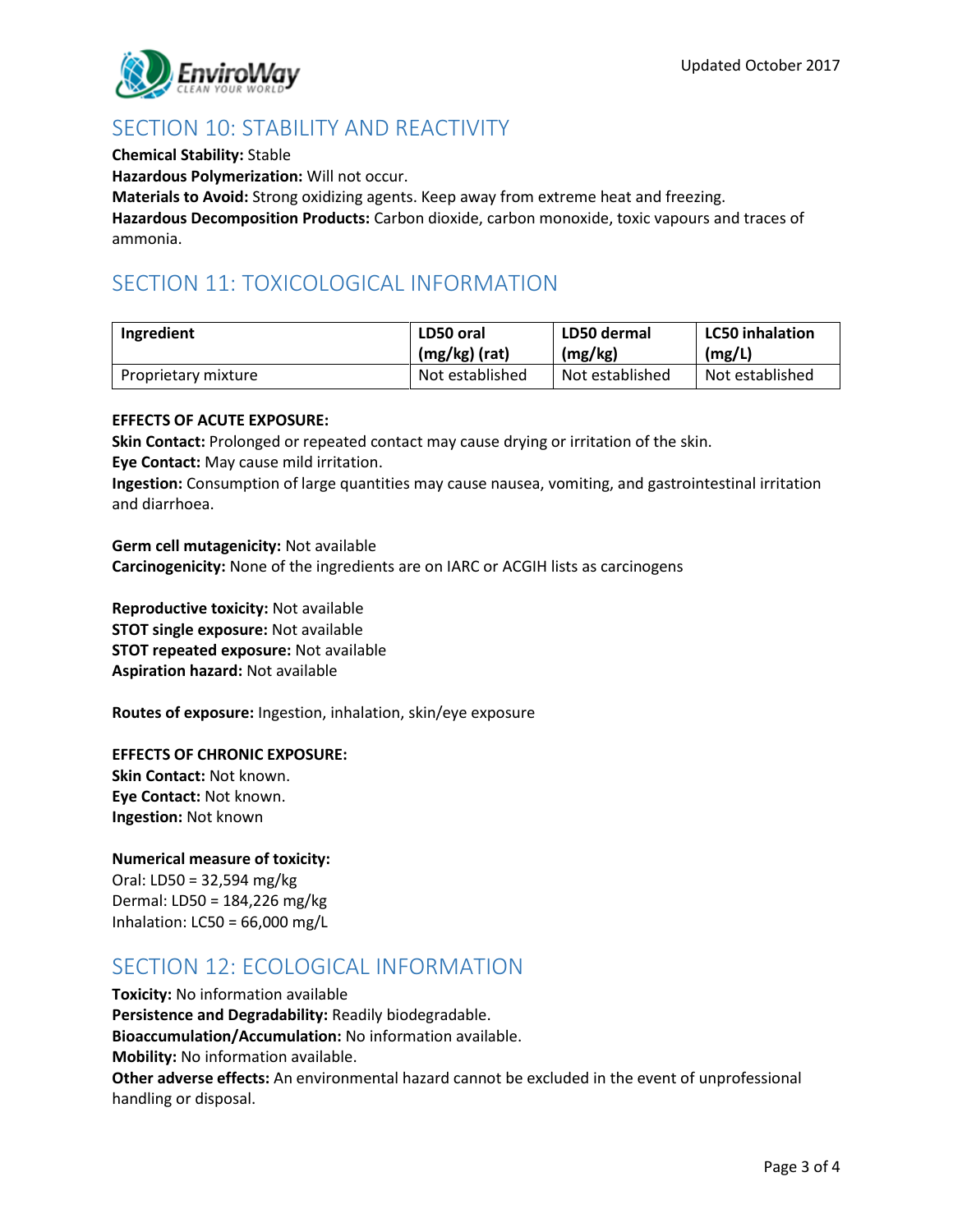## SECTION 10: STABILITY AND REACTIVITY

**Chemical Stability:** Stable
**Hazardous Polymerization:** Will not occur.
**Materials to Avoid:** Strong oxidizing agents. Keep away from extreme heat and freezing.
**Hazardous Decomposition Products:** Carbon dioxide, carbon monoxide, toxic vapours and traces of ammonia.

## SECTION 11: TOXICOLOGICAL INFORMATION

| Ingredient | LD50 oral (mg/kg) (rat) | LD50 dermal (mg/kg) | LC50 inhalation (mg/L) |
|---|---|---|---|
| Proprietary mixture | Not established | Not established | Not established |

**EFFECTS OF ACUTE EXPOSURE:**
**Skin Contact:** Prolonged or repeated contact may cause drying or irritation of the skin.
**Eye Contact:** May cause mild irritation.
**Ingestion:** Consumption of large quantities may cause nausea, vomiting, and gastrointestinal irritation and diarrhoea.

**Germ cell mutagenicity:** Not available
**Carcinogenicity:** None of the ingredients are on IARC or ACGIH lists as carcinogens

**Reproductive toxicity:** Not available
**STOT single exposure:** Not available
**STOT repeated exposure:** Not available
**Aspiration hazard:** Not available

**Routes of exposure:** Ingestion, inhalation, skin/eye exposure

**EFFECTS OF CHRONIC EXPOSURE:**
**Skin Contact:** Not known.
**Eye Contact:** Not known.
**Ingestion:** Not known

**Numerical measure of toxicity:**
Oral: LD50 = 32,594 mg/kg
Dermal: LD50 = 184,226 mg/kg
Inhalation: LC50 = 66,000 mg/L

## SECTION 12: ECOLOGICAL INFORMATION

**Toxicity:** No information available
**Persistence and Degradability:** Readily biodegradable.
**Bioaccumulation/Accumulation:** No information available.
**Mobility:** No information available.
**Other adverse effects:** An environmental hazard cannot be excluded in the event of unprofessional handling or disposal.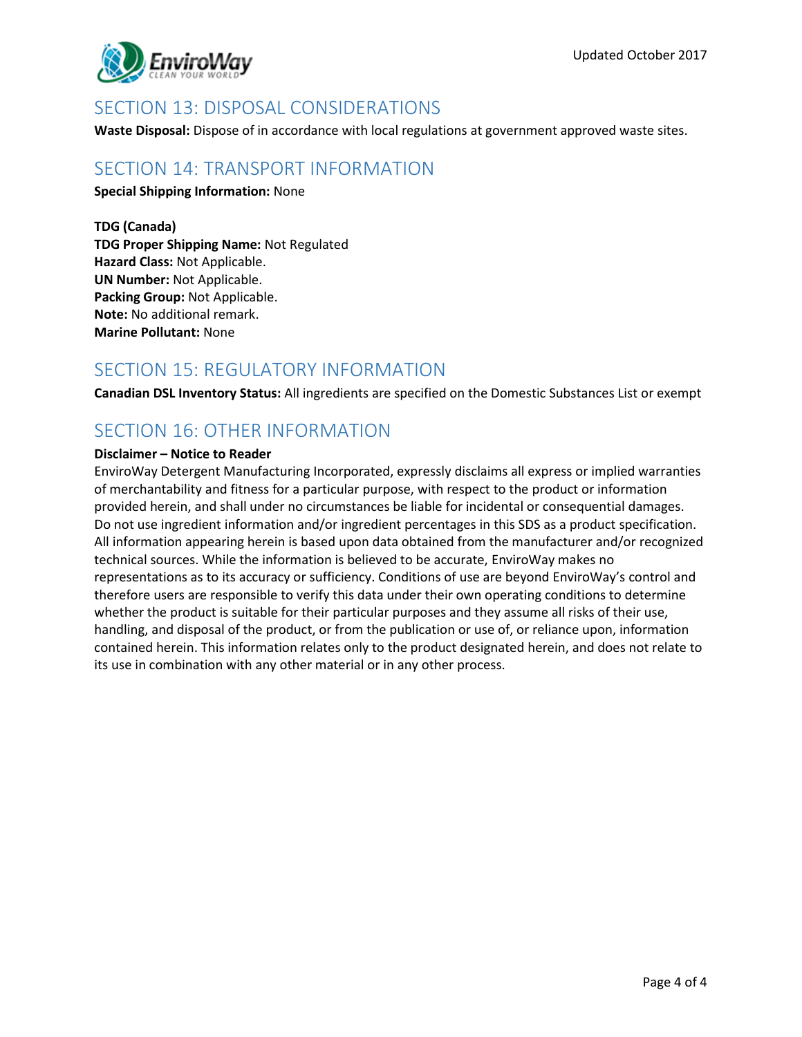## SECTION 13: DISPOSAL CONSIDERATIONS

**Waste Disposal:** Dispose of in accordance with local regulations at government approved waste sites.

## SECTION 14: TRANSPORT INFORMATION

**Special Shipping Information:** None

**TDG (Canada)**
**TDG Proper Shipping Name:** Not Regulated
**Hazard Class:** Not Applicable.
**UN Number:** Not Applicable.
**Packing Group:** Not Applicable.
**Note:** No additional remark.
**Marine Pollutant:** None

## SECTION 15: REGULATORY INFORMATION

**Canadian DSL Inventory Status:** All ingredients are specified on the Domestic Substances List or exempt

## SECTION 16: OTHER INFORMATION

**Disclaimer – Notice to Reader**

EnviroWay Detergent Manufacturing Incorporated, expressly disclaims all express or implied warranties of merchantability and fitness for a particular purpose, with respect to the product or information provided herein, and shall under no circumstances be liable for incidental or consequential damages. Do not use ingredient information and/or ingredient percentages in this SDS as a product specification. All information appearing herein is based upon data obtained from the manufacturer and/or recognized technical sources. While the information is believed to be accurate, EnviroWay makes no representations as to its accuracy or sufficiency. Conditions of use are beyond EnviroWay's control and therefore users are responsible to verify this data under their own operating conditions to determine whether the product is suitable for their particular purposes and they assume all risks of their use, handling, and disposal of the product, or from the publication or use of, or reliance upon, information contained herein. This information relates only to the product designated herein, and does not relate to its use in combination with any other material or in any other process.